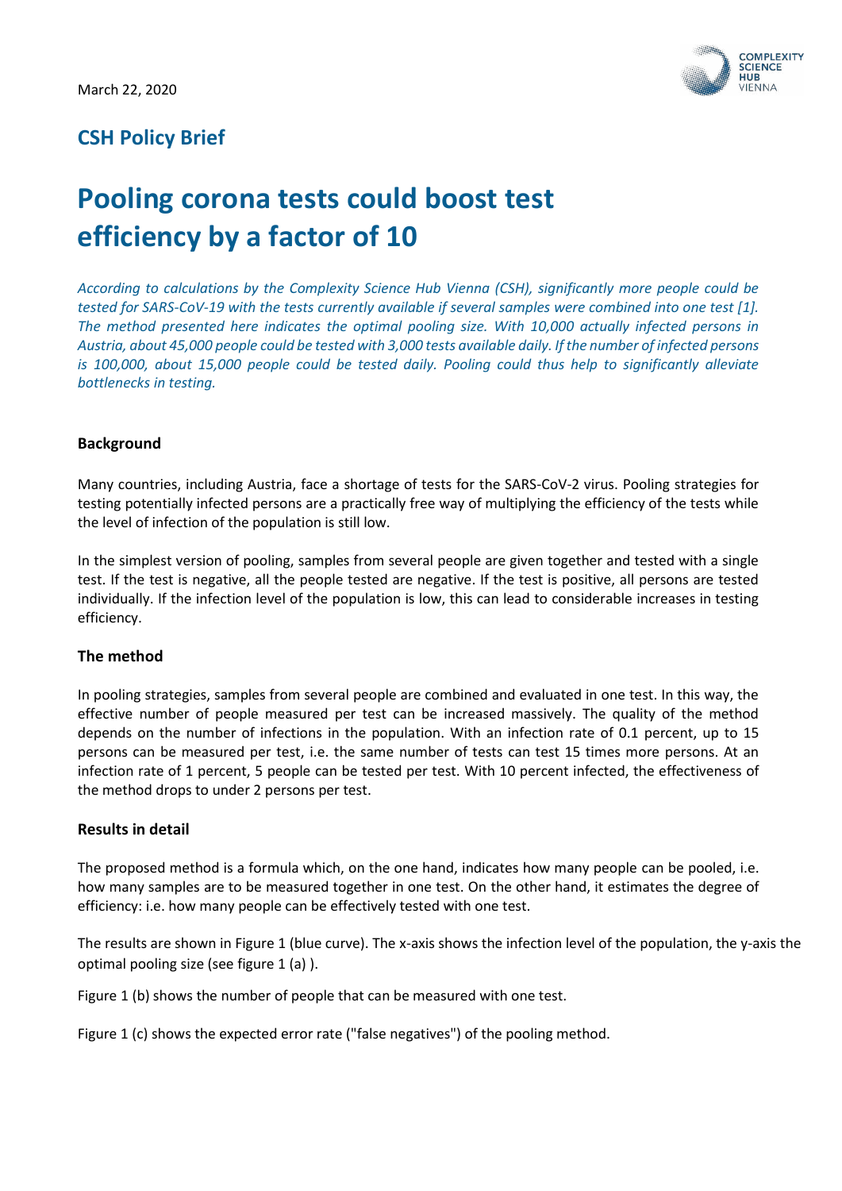March 22, 2020

## CSH Policy Brief

# Pooling corona tests could boost test efficiency by a factor of 10

*According to calculations by the Complexity Science Hub Vienna (CSH), significantly more people could be tested for SARS-CoV-19 with the tests currently available if several samples were combined into one test [1]. The method presented here indicates the optimal pooling size. With 10,000 actually infected persons in Austria, about 45,000 people could be tested with 3,000 tests available daily. If the number of infected persons is 100,000, about 15,000 people could be tested daily. Pooling could thus help to significantly alleviate bottlenecks in testing.*

### Background

Many countries, including Austria, face a shortage of tests for the SARS-CoV-2 virus. Pooling strategies for testing potentially infected persons are a practically free way of multiplying the efficiency of the tests while the level of infection of the population is still low.

In the simplest version of pooling, samples from several people are given together and tested with a single test. If the test is negative, all the people tested are negative. If the test is positive, all persons are tested individually. If the infection level of the population is low, this can lead to considerable increases in testing efficiency.

### The method

In pooling strategies, samples from several people are combined and evaluated in one test. In this way, the effective number of people measured per test can be increased massively. The quality of the method depends on the number of infections in the population. With an infection rate of 0.1 percent, up to 15 persons can be measured per test, i.e. the same number of tests can test 15 times more persons. At an infection rate of 1 percent, 5 people can be tested per test. With 10 percent infected, the effectiveness of the method drops to under 2 persons per test.

### Results in detail

The proposed method is a formula which, on the one hand, indicates how many people can be pooled, i.e. how many samples are to be measured together in one test. On the other hand, it estimates the degree of efficiency: i.e. how many people can be effectively tested with one test.

The results are shown in Figure 1 (blue curve). The x-axis shows the infection level of the population, the y-axis the optimal pooling size (see figure 1 (a) ).

Figure 1 (b) shows the number of people that can be measured with one test.

Figure 1 (c) shows the expected error rate ("false negatives") of the pooling method.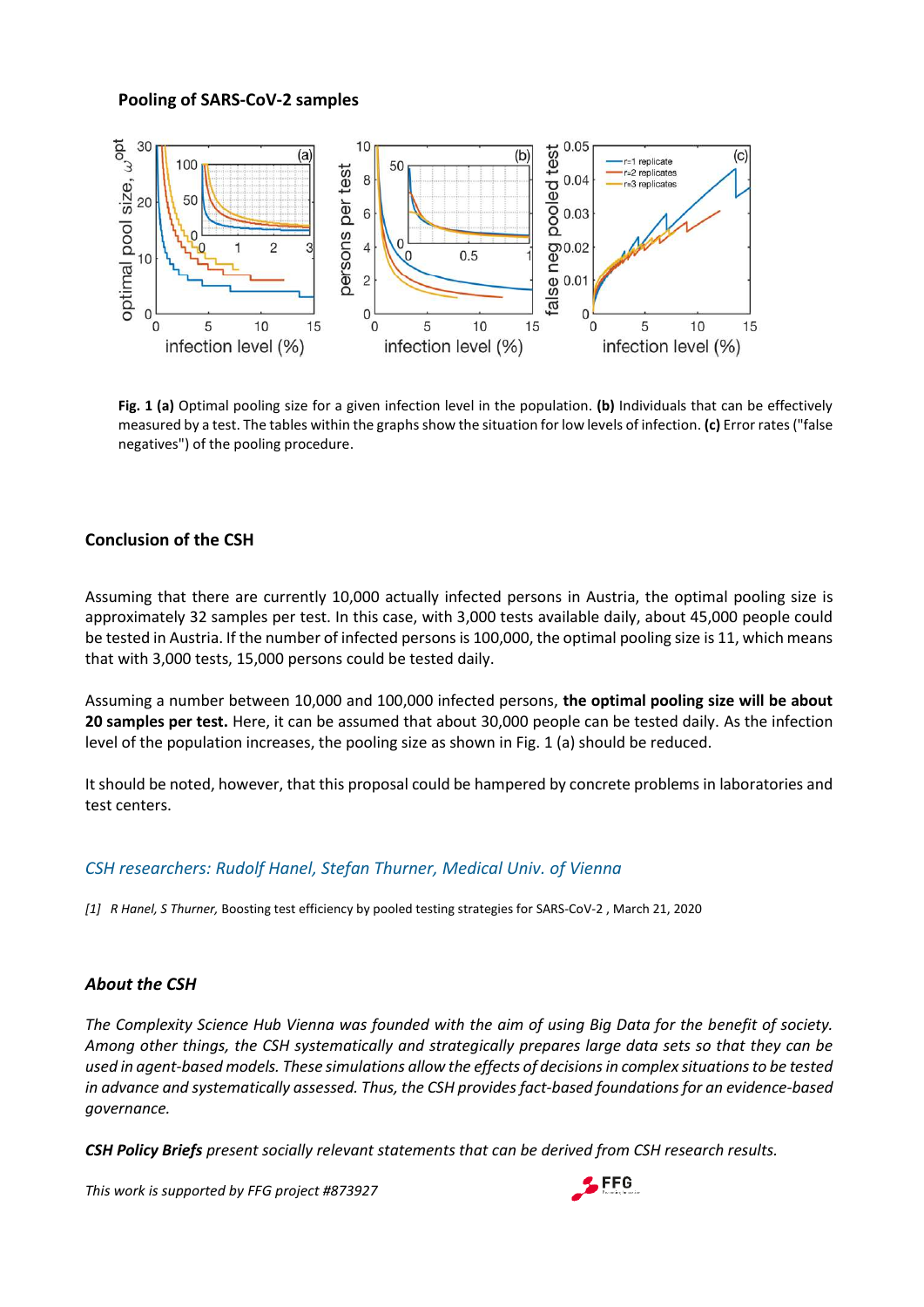## Pooling of SARS-CoV-2 samples

optimal pool size, $\omega^{opt}$
30
20
10
0
0
5
10
15
infection level (%)
(a)
100
50
0
0
1
2
3

persons per test
10
8
6
4
2
0
0
5
10
15
infection level (%)
(b)
50
0
0
0.5
1

false neg pooled test
0.05
0.04
0.03
0.02
0.01
0
0
5
10
15
infection level (%)
(c)
r=1 replicate
r=2 replicates
r=3 replicates

**Fig. 1 (a)** Optimal pooling size for a given infection level in the population. **(b)** Individuals that can be effectively measured by a test. The tables within the graphs show the situation for low levels of infection. **(c)** Error rates ("false negatives") of the pooling procedure.

## Conclusion of the CSH

Assuming that there are currently 10,000 actually infected persons in Austria, the optimal pooling size is approximately 32 samples per test. In this case, with 3,000 tests available daily, about 45,000 people could be tested in Austria. If the number of infected persons is 100,000, the optimal pooling size is 11, which means that with 3,000 tests, 15,000 persons could be tested daily.

Assuming a number between 10,000 and 100,000 infected persons, **the optimal pooling size will be about 20 samples per test.** Here, it can be assumed that about 30,000 people can be tested daily. As the infection level of the population increases, the pooling size as shown in Fig. 1 (a) should be reduced.

It should be noted, however, that this proposal could be hampered by concrete problems in laboratories and test centers.

*CSH researchers: Rudolf Hanel, Stefan Thurner, Medical Univ. of Vienna*

[1] *R Hanel, S Thurner,* Boosting test efficiency by pooled testing strategies for SARS-CoV-2 , March 21, 2020

### *About the CSH*

*The Complexity Science Hub Vienna was founded with the aim of using Big Data for the benefit of society. Among other things, the CSH systematically and strategically prepares large data sets so that they can be used in agent-based models. These simulations allow the effects of decisions in complex situations to be tested in advance and systematically assessed. Thus, the CSH provides fact-based foundations for an evidence-based governance.*

***CSH Policy Briefs*** *present socially relevant statements that can be derived from CSH research results.*

*This work is supported by FFG project #873927*

FFG